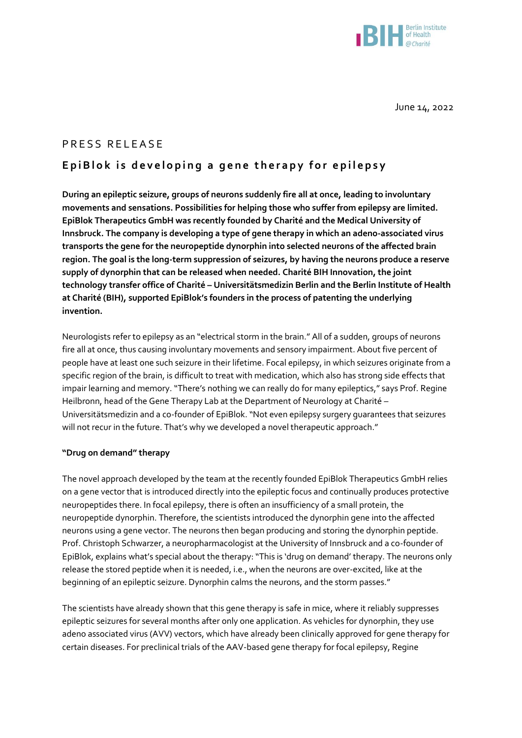June 14, 2022

PRESS RELEASE

# EpiBlok is developing a gene therapy for epilepsy

**During an epileptic seizure, groups of neurons suddenly fire all at once, leading to involuntary movements and sensations. Possibilities for helping those who suffer from epilepsy are limited. EpiBlok Therapeutics GmbH was recently founded by Charité and the Medical University of Innsbruck. The company is developing a type of gene therapy in which an adeno-associated virus transports the gene for the neuropeptide dynorphin into selected neurons of the affected brain region. The goal is the long-term suppression of seizures, by having the neurons produce a reserve supply of dynorphin that can be released when needed. Charité BIH Innovation, the joint technology transfer office of Charité – Universitätsmedizin Berlin and the Berlin Institute of Health at Charité (BIH), supported EpiBlok's founders in the process of patenting the underlying invention.**

Neurologists refer to epilepsy as an "electrical storm in the brain." All of a sudden, groups of neurons fire all at once, thus causing involuntary movements and sensory impairment. About five percent of people have at least one such seizure in their lifetime. Focal epilepsy, in which seizures originate from a specific region of the brain, is difficult to treat with medication, which also has strong side effects that impair learning and memory. "There's nothing we can really do for many epileptics," says Prof. Regine Heilbronn, head of the Gene Therapy Lab at the Department of Neurology at Charité – Universitätsmedizin and a co-founder of EpiBlok. "Not even epilepsy surgery guarantees that seizures will not recur in the future. That's why we developed a novel therapeutic approach."

**"Drug on demand" therapy**

The novel approach developed by the team at the recently founded EpiBlok Therapeutics GmbH relies on a gene vector that is introduced directly into the epileptic focus and continually produces protective neuropeptides there. In focal epilepsy, there is often an insufficiency of a small protein, the neuropeptide dynorphin. Therefore, the scientists introduced the dynorphin gene into the affected neurons using a gene vector. The neurons then began producing and storing the dynorphin peptide. Prof. Christoph Schwarzer, a neuropharmacologist at the University of Innsbruck and a co-founder of EpiBlok, explains what's special about the therapy: "This is 'drug on demand' therapy. The neurons only release the stored peptide when it is needed, i.e., when the neurons are over-excited, like at the beginning of an epileptic seizure. Dynorphin calms the neurons, and the storm passes."

The scientists have already shown that this gene therapy is safe in mice, where it reliably suppresses epileptic seizures for several months after only one application. As vehicles for dynorphin, they use adeno associated virus (AVV) vectors, which have already been clinically approved for gene therapy for certain diseases. For preclinical trials of the AAV-based gene therapy for focal epilepsy, Regine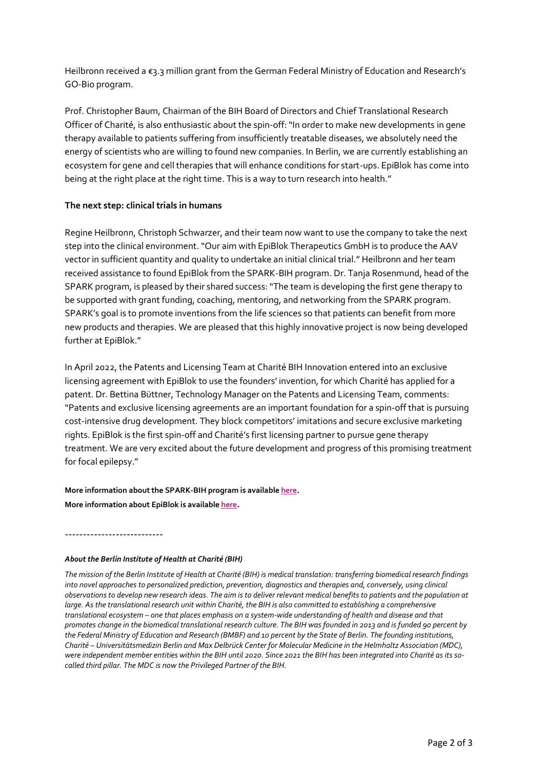Heilbronn received a €3.3 million grant from the German Federal Ministry of Education and Research's GO-Bio program.

Prof. Christopher Baum, Chairman of the BIH Board of Directors and Chief Translational Research Officer of Charité, is also enthusiastic about the spin-off: "In order to make new developments in gene therapy available to patients suffering from insufficiently treatable diseases, we absolutely need the energy of scientists who are willing to found new companies. In Berlin, we are currently establishing an ecosystem for gene and cell therapies that will enhance conditions for start-ups. EpiBlok has come into being at the right place at the right time. This is a way to turn research into health."

**The next step: clinical trials in humans**

Regine Heilbronn, Christoph Schwarzer, and their team now want to use the company to take the next step into the clinical environment. "Our aim with EpiBlok Therapeutics GmbH is to produce the AAV vector in sufficient quantity and quality to undertake an initial clinical trial." Heilbronn and her team received assistance to found EpiBlok from the SPARK-BIH program. Dr. Tanja Rosenmund, head of the SPARK program, is pleased by their shared success: "The team is developing the first gene therapy to be supported with grant funding, coaching, mentoring, and networking from the SPARK program. SPARK's goal is to promote inventions from the life sciences so that patients can benefit from more new products and therapies. We are pleased that this highly innovative project is now being developed further at EpiBlok."

In April 2022, the Patents and Licensing Team at Charité BIH Innovation entered into an exclusive licensing agreement with EpiBlok to use the founders' invention, for which Charité has applied for a patent. Dr. Bettina Büttner, Technology Manager on the Patents and Licensing Team, comments: "Patents and exclusive licensing agreements are an important foundation for a spin-off that is pursuing cost-intensive drug development. They block competitors' imitations and secure exclusive marketing rights. EpiBlok is the first spin-off and Charité's first licensing partner to pursue gene therapy treatment. We are very excited about the future development and progress of this promising treatment for focal epilepsy."

**More information about the SPARK-BIH program is available here.**
**More information about EpiBlok is available here.**

--------------------------

***About the Berlin Institute of Health at Charité (BIH)***

*The mission of the Berlin Institute of Health at Charité (BIH) is medical translation: transferring biomedical research findings into novel approaches to personalized prediction, prevention, diagnostics and therapies and, conversely, using clinical observations to develop new research ideas. The aim is to deliver relevant medical benefits to patients and the population at large. As the translational research unit within Charité, the BIH is also committed to establishing a comprehensive translational ecosystem – one that places emphasis on a system-wide understanding of health and disease and that promotes change in the biomedical translational research culture. The BIH was founded in 2013 and is funded 90 percent by the Federal Ministry of Education and Research (BMBF) and 10 percent by the State of Berlin. The founding institutions, Charité – Universitätsmedizin Berlin and Max Delbrück Center for Molecular Medicine in the Helmholtz Association (MDC), were independent member entities within the BIH until 2020. Since 2021 the BIH has been integrated into Charité as its so-called third pillar. The MDC is now the Privileged Partner of the BIH.*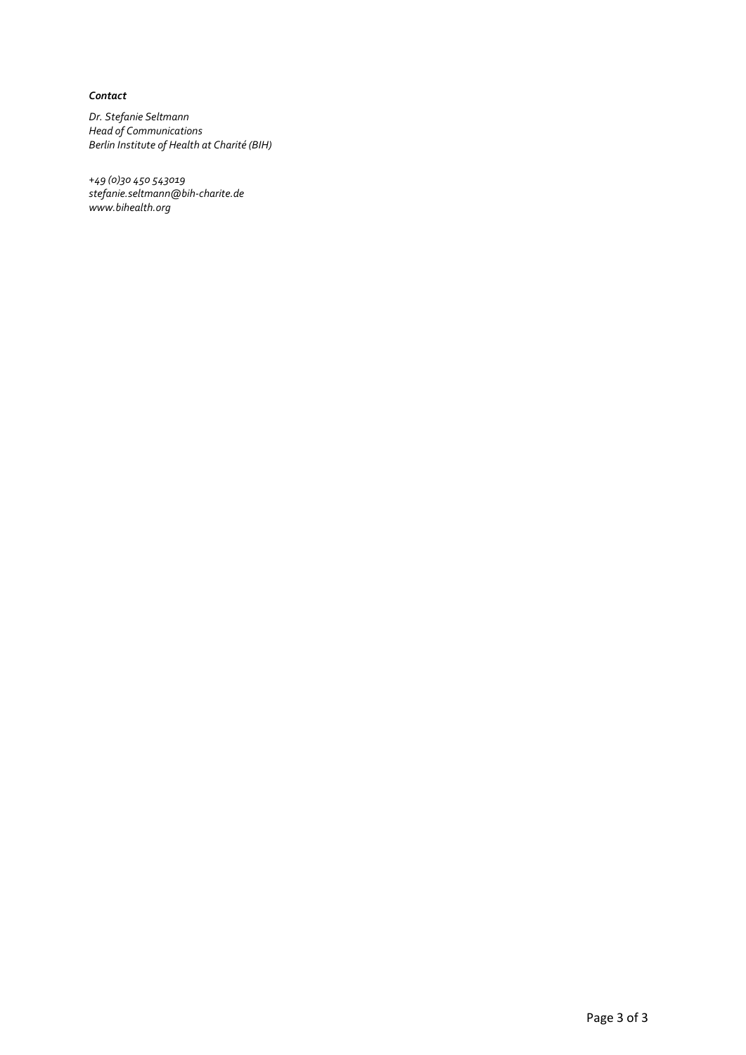***Contact***

*Dr. Stefanie Seltmann*
*Head of Communications*
*Berlin Institute of Health at Charité (BIH)*

*+49 (0)30 450 543019*
*stefanie.seltmann@bih-charite.de*
*www.bihealth.org*